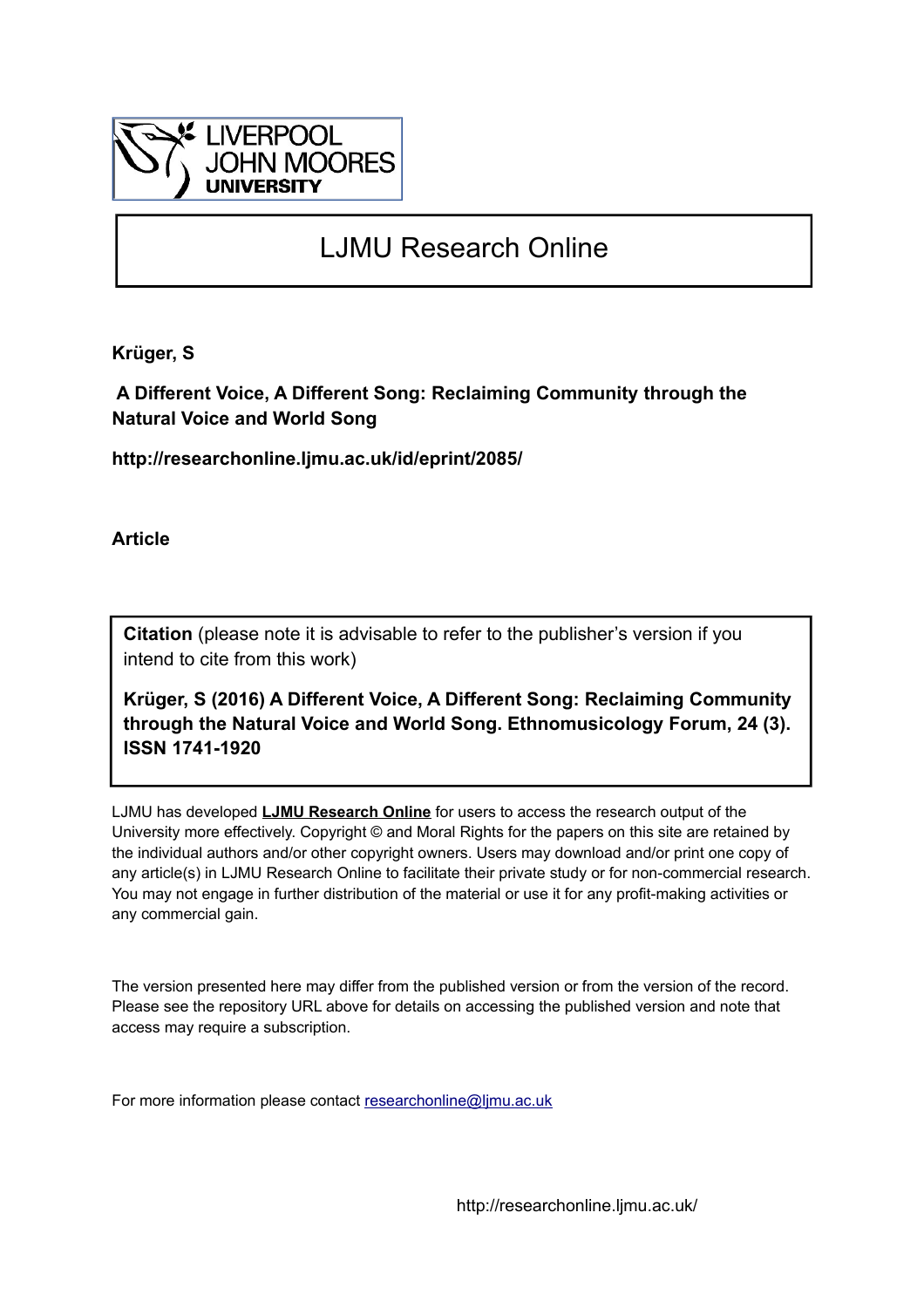LIVERPOOL JOHN MOORES UNIVERSITY

# LJMU Research Online

**Krüger, S**

**A Different Voice, A Different Song: Reclaiming Community through the Natural Voice and World Song**

**http://researchonline.ljmu.ac.uk/id/eprint/2085/**

**Article**

**Citation** (please note it is advisable to refer to the publisher's version if you intend to cite from this work)

**Krüger, S (2016) A Different Voice, A Different Song: Reclaiming Community through the Natural Voice and World Song. Ethnomusicology Forum, 24 (3). ISSN 1741-1920**

LJMU has developed **LJMU Research Online** for users to access the research output of the University more effectively. Copyright © and Moral Rights for the papers on this site are retained by the individual authors and/or other copyright owners. Users may download and/or print one copy of any article(s) in LJMU Research Online to facilitate their private study or for non-commercial research. You may not engage in further distribution of the material or use it for any profit-making activities or any commercial gain.

The version presented here may differ from the published version or from the version of the record. Please see the repository URL above for details on accessing the published version and note that access may require a subscription.

For more information please contact researchonline@ljmu.ac.uk

http://researchonline.ljmu.ac.uk/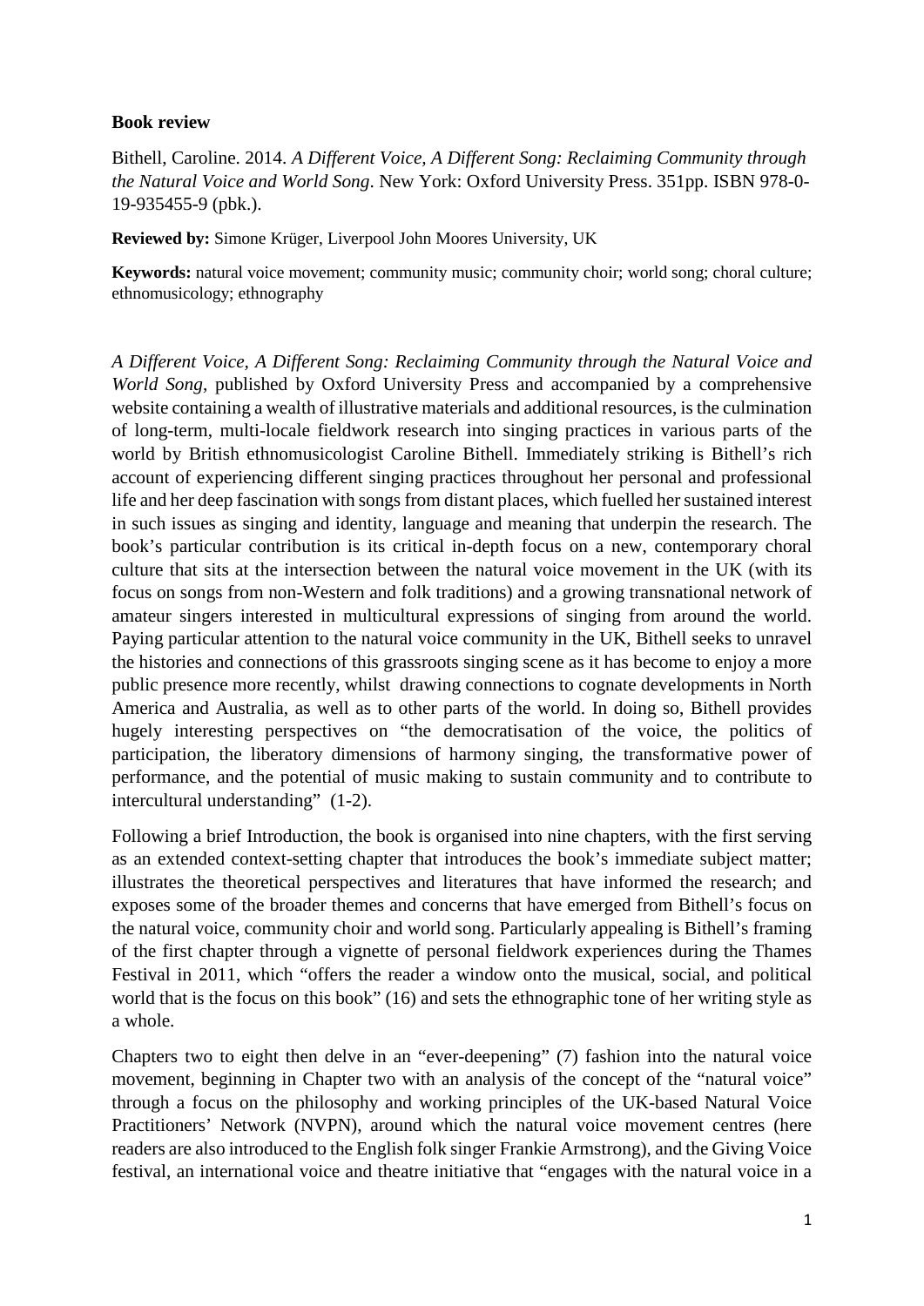**Book review**

Bithell, Caroline. 2014. *A Different Voice, A Different Song: Reclaiming Community through the Natural Voice and World Song*. New York: Oxford University Press. 351pp. ISBN 978-0-19-935455-9 (pbk.).

**Reviewed by:** Simone Krüger, Liverpool John Moores University, UK

**Keywords:** natural voice movement; community music; community choir; world song; choral culture; ethnomusicology; ethnography

*A Different Voice, A Different Song: Reclaiming Community through the Natural Voice and World Song*, published by Oxford University Press and accompanied by a comprehensive website containing a wealth of illustrative materials and additional resources, is the culmination of long-term, multi-locale fieldwork research into singing practices in various parts of the world by British ethnomusicologist Caroline Bithell. Immediately striking is Bithell's rich account of experiencing different singing practices throughout her personal and professional life and her deep fascination with songs from distant places, which fuelled her sustained interest in such issues as singing and identity, language and meaning that underpin the research. The book's particular contribution is its critical in-depth focus on a new, contemporary choral culture that sits at the intersection between the natural voice movement in the UK (with its focus on songs from non-Western and folk traditions) and a growing transnational network of amateur singers interested in multicultural expressions of singing from around the world. Paying particular attention to the natural voice community in the UK, Bithell seeks to unravel the histories and connections of this grassroots singing scene as it has become to enjoy a more public presence more recently, whilst drawing connections to cognate developments in North America and Australia, as well as to other parts of the world. In doing so, Bithell provides hugely interesting perspectives on "the democratisation of the voice, the politics of participation, the liberatory dimensions of harmony singing, the transformative power of performance, and the potential of music making to sustain community and to contribute to intercultural understanding" (1-2).

Following a brief Introduction, the book is organised into nine chapters, with the first serving as an extended context-setting chapter that introduces the book's immediate subject matter; illustrates the theoretical perspectives and literatures that have informed the research; and exposes some of the broader themes and concerns that have emerged from Bithell's focus on the natural voice, community choir and world song. Particularly appealing is Bithell's framing of the first chapter through a vignette of personal fieldwork experiences during the Thames Festival in 2011, which "offers the reader a window onto the musical, social, and political world that is the focus on this book" (16) and sets the ethnographic tone of her writing style as a whole.

Chapters two to eight then delve in an "ever-deepening" (7) fashion into the natural voice movement, beginning in Chapter two with an analysis of the concept of the "natural voice" through a focus on the philosophy and working principles of the UK-based Natural Voice Practitioners' Network (NVPN), around which the natural voice movement centres (here readers are also introduced to the English folk singer Frankie Armstrong), and the Giving Voice festival, an international voice and theatre initiative that "engages with the natural voice in a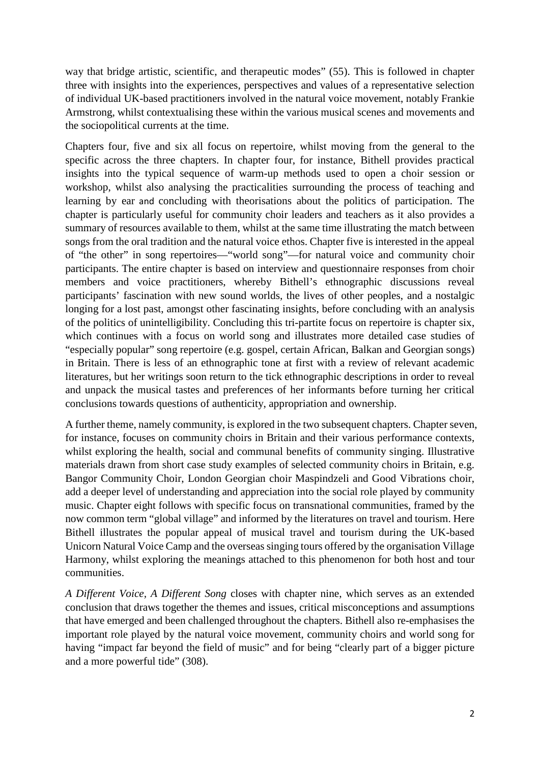way that bridge artistic, scientific, and therapeutic modes" (55). This is followed in chapter three with insights into the experiences, perspectives and values of a representative selection of individual UK-based practitioners involved in the natural voice movement, notably Frankie Armstrong, whilst contextualising these within the various musical scenes and movements and the sociopolitical currents at the time.

Chapters four, five and six all focus on repertoire, whilst moving from the general to the specific across the three chapters. In chapter four, for instance, Bithell provides practical insights into the typical sequence of warm-up methods used to open a choir session or workshop, whilst also analysing the practicalities surrounding the process of teaching and learning by ear and concluding with theorisations about the politics of participation. The chapter is particularly useful for community choir leaders and teachers as it also provides a summary of resources available to them, whilst at the same time illustrating the match between songs from the oral tradition and the natural voice ethos. Chapter five is interested in the appeal of "the other" in song repertoires—"world song"—for natural voice and community choir participants. The entire chapter is based on interview and questionnaire responses from choir members and voice practitioners, whereby Bithell's ethnographic discussions reveal participants' fascination with new sound worlds, the lives of other peoples, and a nostalgic longing for a lost past, amongst other fascinating insights, before concluding with an analysis of the politics of unintelligibility. Concluding this tri-partite focus on repertoire is chapter six, which continues with a focus on world song and illustrates more detailed case studies of "especially popular" song repertoire (e.g. gospel, certain African, Balkan and Georgian songs) in Britain. There is less of an ethnographic tone at first with a review of relevant academic literatures, but her writings soon return to the tick ethnographic descriptions in order to reveal and unpack the musical tastes and preferences of her informants before turning her critical conclusions towards questions of authenticity, appropriation and ownership.

A further theme, namely community, is explored in the two subsequent chapters. Chapter seven, for instance, focuses on community choirs in Britain and their various performance contexts, whilst exploring the health, social and communal benefits of community singing. Illustrative materials drawn from short case study examples of selected community choirs in Britain, e.g. Bangor Community Choir, London Georgian choir Maspindzeli and Good Vibrations choir, add a deeper level of understanding and appreciation into the social role played by community music. Chapter eight follows with specific focus on transnational communities, framed by the now common term "global village" and informed by the literatures on travel and tourism. Here Bithell illustrates the popular appeal of musical travel and tourism during the UK-based Unicorn Natural Voice Camp and the overseas singing tours offered by the organisation Village Harmony, whilst exploring the meanings attached to this phenomenon for both host and tour communities.

*A Different Voice, A Different Song* closes with chapter nine, which serves as an extended conclusion that draws together the themes and issues, critical misconceptions and assumptions that have emerged and been challenged throughout the chapters. Bithell also re-emphasises the important role played by the natural voice movement, community choirs and world song for having "impact far beyond the field of music" and for being "clearly part of a bigger picture and a more powerful tide" (308).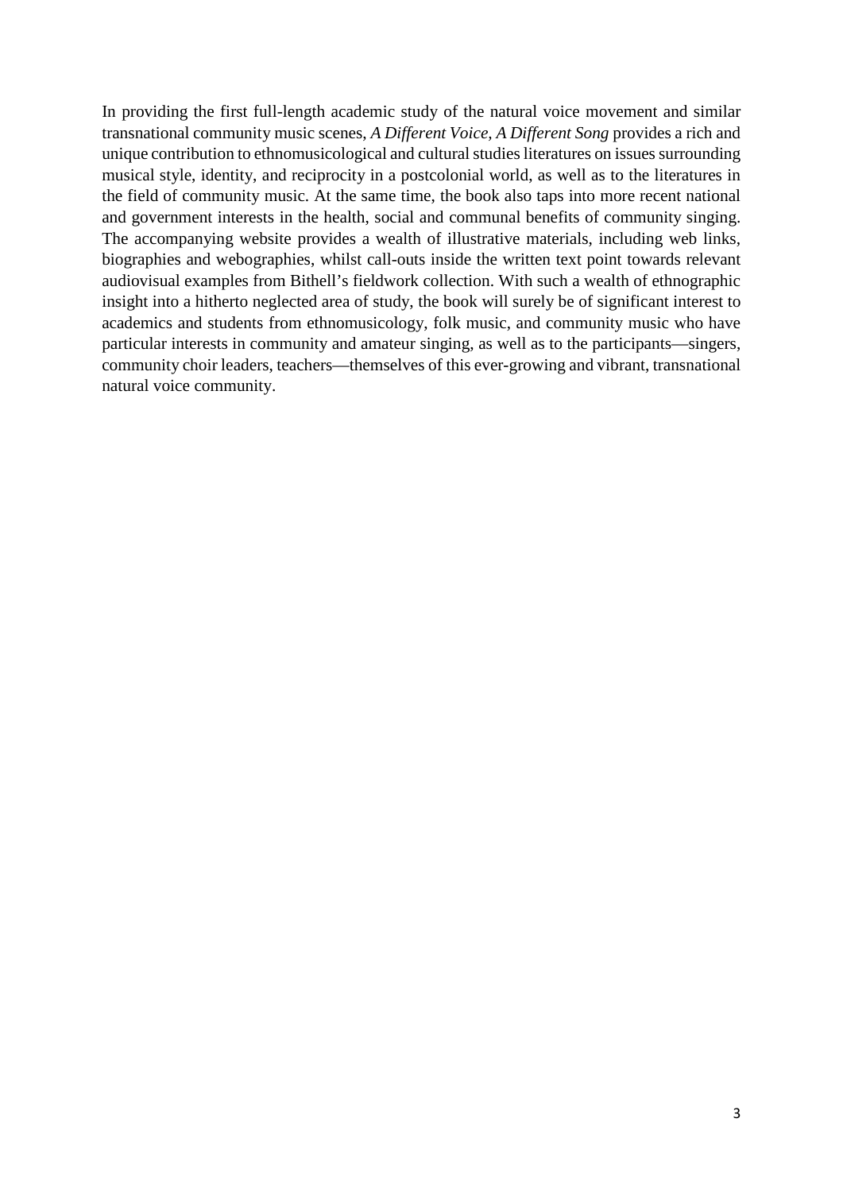In providing the first full-length academic study of the natural voice movement and similar transnational community music scenes, *A Different Voice, A Different Song* provides a rich and unique contribution to ethnomusicological and cultural studies literatures on issues surrounding musical style, identity, and reciprocity in a postcolonial world, as well as to the literatures in the field of community music. At the same time, the book also taps into more recent national and government interests in the health, social and communal benefits of community singing. The accompanying website provides a wealth of illustrative materials, including web links, biographies and webographies, whilst call-outs inside the written text point towards relevant audiovisual examples from Bithell's fieldwork collection. With such a wealth of ethnographic insight into a hitherto neglected area of study, the book will surely be of significant interest to academics and students from ethnomusicology, folk music, and community music who have particular interests in community and amateur singing, as well as to the participants—singers, community choir leaders, teachers—themselves of this ever-growing and vibrant, transnational natural voice community.